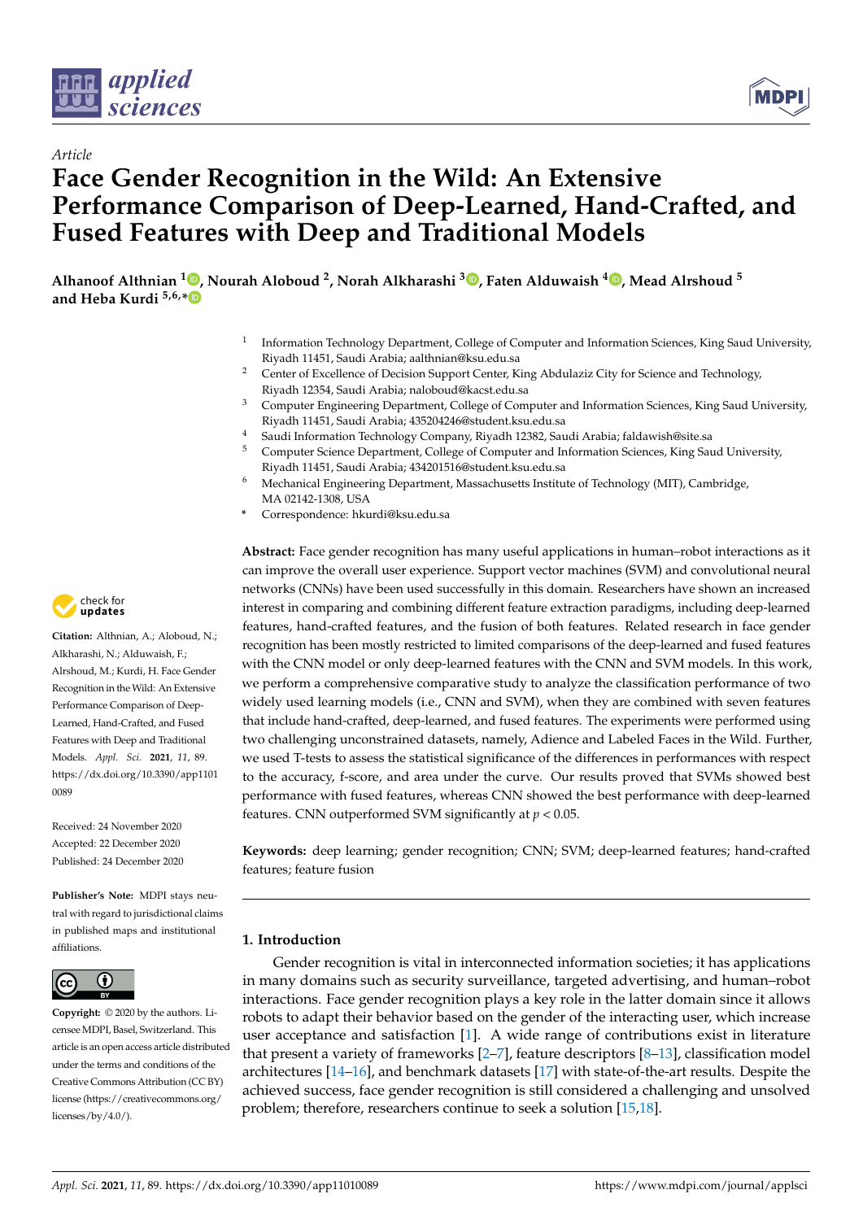*Article*

# Face Gender Recognition in the Wild: An Extensive Performance Comparison of Deep-Learned, Hand-Crafted, and Fused Features with Deep and Traditional Models

**Alhanoof Althnian [1], Nourah Aloboud [2], Norah Alkharashi [3], Faten Alduwaish [4], Mead Alrshoud [5] and Heba Kurdi [5,6,*]**

[1] Information Technology Department, College of Computer and Information Sciences, King Saud University, Riyadh 11451, Saudi Arabia; aalthnian@ksu.edu.sa

[2] Center of Excellence of Decision Support Center, King Abdulaziz City for Science and Technology, Riyadh 12354, Saudi Arabia; naloboud@kacst.edu.sa

[3] Computer Engineering Department, College of Computer and Information Sciences, King Saud University, Riyadh 11451, Saudi Arabia; 435204246@student.ksu.edu.sa

[4] Saudi Information Technology Company, Riyadh 12382, Saudi Arabia; faldawish@site.sa

[5] Computer Science Department, College of Computer and Information Sciences, King Saud University, Riyadh 11451, Saudi Arabia; 434201516@student.ksu.edu.sa

[6] Mechanical Engineering Department, Massachusetts Institute of Technology (MIT), Cambridge, MA 02142-1308, USA

\* Correspondence: hkurdi@ksu.edu.sa

**Citation:** Althnian, A.; Aloboud, N.; Alkharashi, N.; Alduwaish, F.; Alrshoud, M.; Kurdi, H. Face Gender Recognition in the Wild: An Extensive Performance Comparison of Deep-Learned, Hand-Crafted, and Fused Features with Deep and Traditional Models. *Appl. Sci.* **2021**, *11*, 89. https://dx.doi.org/10.3390/app11010089

Received: 24 November 2020
Accepted: 22 December 2020
Published: 24 December 2020

**Publisher's Note:** MDPI stays neutral with regard to jurisdictional claims in published maps and institutional affiliations.

**Copyright:** © 2020 by the authors. Licensee MDPI, Basel, Switzerland. This article is an open access article distributed under the terms and conditions of the Creative Commons Attribution (CC BY) license (https://creativecommons.org/licenses/by/4.0/).

**Abstract:** Face gender recognition has many useful applications in human–robot interactions as it can improve the overall user experience. Support vector machines (SVM) and convolutional neural networks (CNNs) have been used successfully in this domain. Researchers have shown an increased interest in comparing and combining different feature extraction paradigms, including deep-learned features, hand-crafted features, and the fusion of both features. Related research in face gender recognition has been mostly restricted to limited comparisons of the deep-learned and fused features with the CNN model or only deep-learned features with the CNN and SVM models. In this work, we perform a comprehensive comparative study to analyze the classification performance of two widely used learning models (i.e., CNN and SVM), when they are combined with seven features that include hand-crafted, deep-learned, and fused features. The experiments were performed using two challenging unconstrained datasets, namely, Adience and Labeled Faces in the Wild. Further, we used T-tests to assess the statistical significance of the differences in performances with respect to the accuracy, f-score, and area under the curve. Our results proved that SVMs showed best performance with fused features, whereas CNN showed the best performance with deep-learned features. CNN outperformed SVM significantly at $p < 0.05$.

**Keywords:** deep learning; gender recognition; CNN; SVM; deep-learned features; hand-crafted features; feature fusion

## 1. Introduction

Gender recognition is vital in interconnected information societies; it has applications in many domains such as security surveillance, targeted advertising, and human–robot interactions. Face gender recognition plays a key role in the latter domain since it allows robots to adapt their behavior based on the gender of the interacting user, which increase user acceptance and satisfaction [1]. A wide range of contributions exist in literature that present a variety of frameworks [2–7], feature descriptors [8–13], classification model architectures [14–16], and benchmark datasets [17] with state-of-the-art results. Despite the achieved success, face gender recognition is still considered a challenging and unsolved problem; therefore, researchers continue to seek a solution [15,18].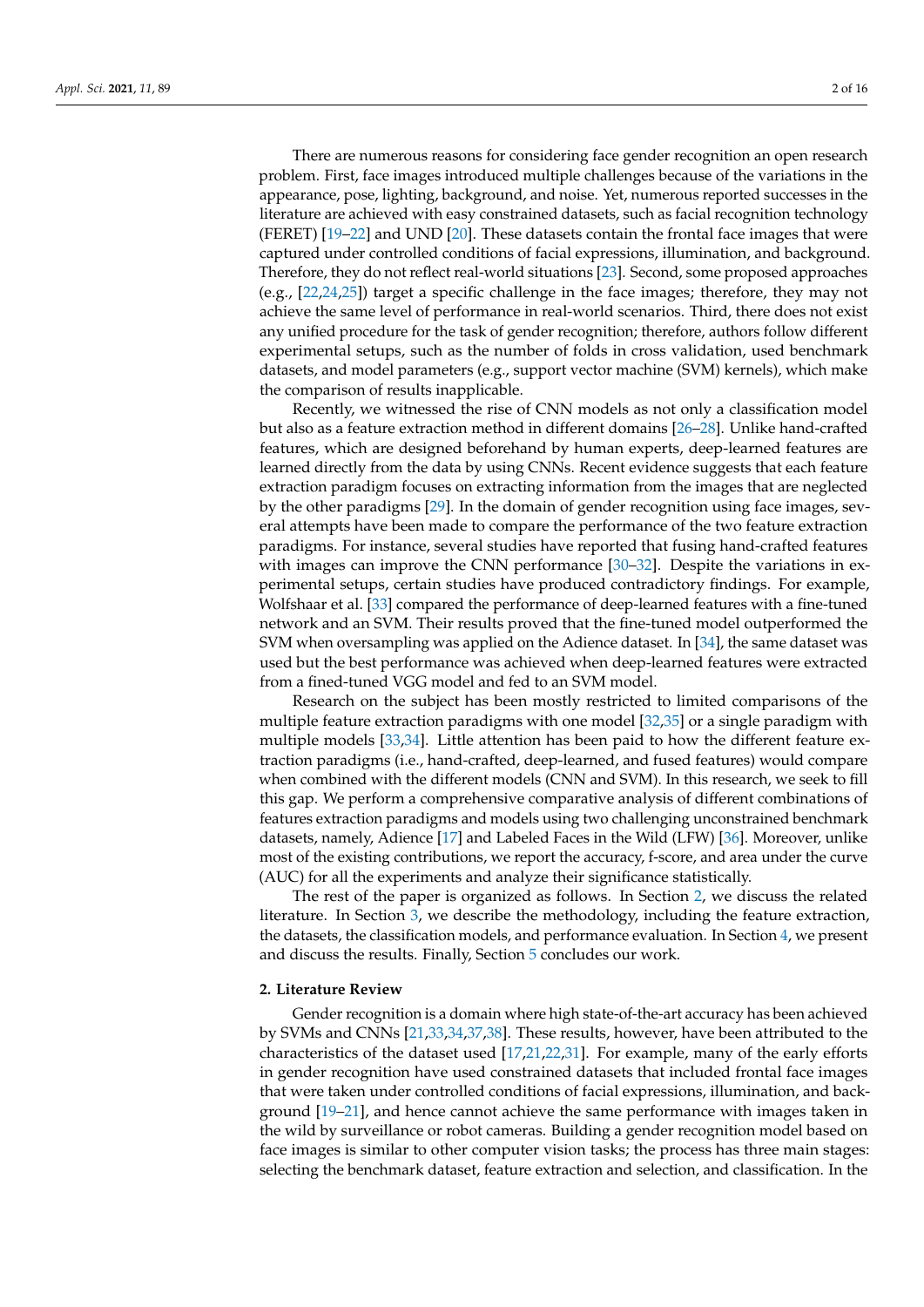There are numerous reasons for considering face gender recognition an open research problem. First, face images introduced multiple challenges because of the variations in the appearance, pose, lighting, background, and noise. Yet, numerous reported successes in the literature are achieved with easy constrained datasets, such as facial recognition technology (FERET) [19–22] and UND [20]. These datasets contain the frontal face images that were captured under controlled conditions of facial expressions, illumination, and background. Therefore, they do not reflect real-world situations [23]. Second, some proposed approaches (e.g., [22,24,25]) target a specific challenge in the face images; therefore, they may not achieve the same level of performance in real-world scenarios. Third, there does not exist any unified procedure for the task of gender recognition; therefore, authors follow different experimental setups, such as the number of folds in cross validation, used benchmark datasets, and model parameters (e.g., support vector machine (SVM) kernels), which make the comparison of results inapplicable.

Recently, we witnessed the rise of CNN models as not only a classification model but also as a feature extraction method in different domains [26–28]. Unlike hand-crafted features, which are designed beforehand by human experts, deep-learned features are learned directly from the data by using CNNs. Recent evidence suggests that each feature extraction paradigm focuses on extracting information from the images that are neglected by the other paradigms [29]. In the domain of gender recognition using face images, several attempts have been made to compare the performance of the two feature extraction paradigms. For instance, several studies have reported that fusing hand-crafted features with images can improve the CNN performance [30–32]. Despite the variations in experimental setups, certain studies have produced contradictory findings. For example, Wolfshaar et al. [33] compared the performance of deep-learned features with a fine-tuned network and an SVM. Their results proved that the fine-tuned model outperformed the SVM when oversampling was applied on the Adience dataset. In [34], the same dataset was used but the best performance was achieved when deep-learned features were extracted from a fined-tuned VGG model and fed to an SVM model.

Research on the subject has been mostly restricted to limited comparisons of the multiple feature extraction paradigms with one model [32,35] or a single paradigm with multiple models [33,34]. Little attention has been paid to how the different feature extraction paradigms (i.e., hand-crafted, deep-learned, and fused features) would compare when combined with the different models (CNN and SVM). In this research, we seek to fill this gap. We perform a comprehensive comparative analysis of different combinations of features extraction paradigms and models using two challenging unconstrained benchmark datasets, namely, Adience [17] and Labeled Faces in the Wild (LFW) [36]. Moreover, unlike most of the existing contributions, we report the accuracy, f-score, and area under the curve (AUC) for all the experiments and analyze their significance statistically.

The rest of the paper is organized as follows. In Section 2, we discuss the related literature. In Section 3, we describe the methodology, including the feature extraction, the datasets, the classification models, and performance evaluation. In Section 4, we present and discuss the results. Finally, Section 5 concludes our work.

## 2. Literature Review

Gender recognition is a domain where high state-of-the-art accuracy has been achieved by SVMs and CNNs [21,33,34,37,38]. These results, however, have been attributed to the characteristics of the dataset used [17,21,22,31]. For example, many of the early efforts in gender recognition have used constrained datasets that included frontal face images that were taken under controlled conditions of facial expressions, illumination, and background [19–21], and hence cannot achieve the same performance with images taken in the wild by surveillance or robot cameras. Building a gender recognition model based on face images is similar to other computer vision tasks; the process has three main stages: selecting the benchmark dataset, feature extraction and selection, and classification. In the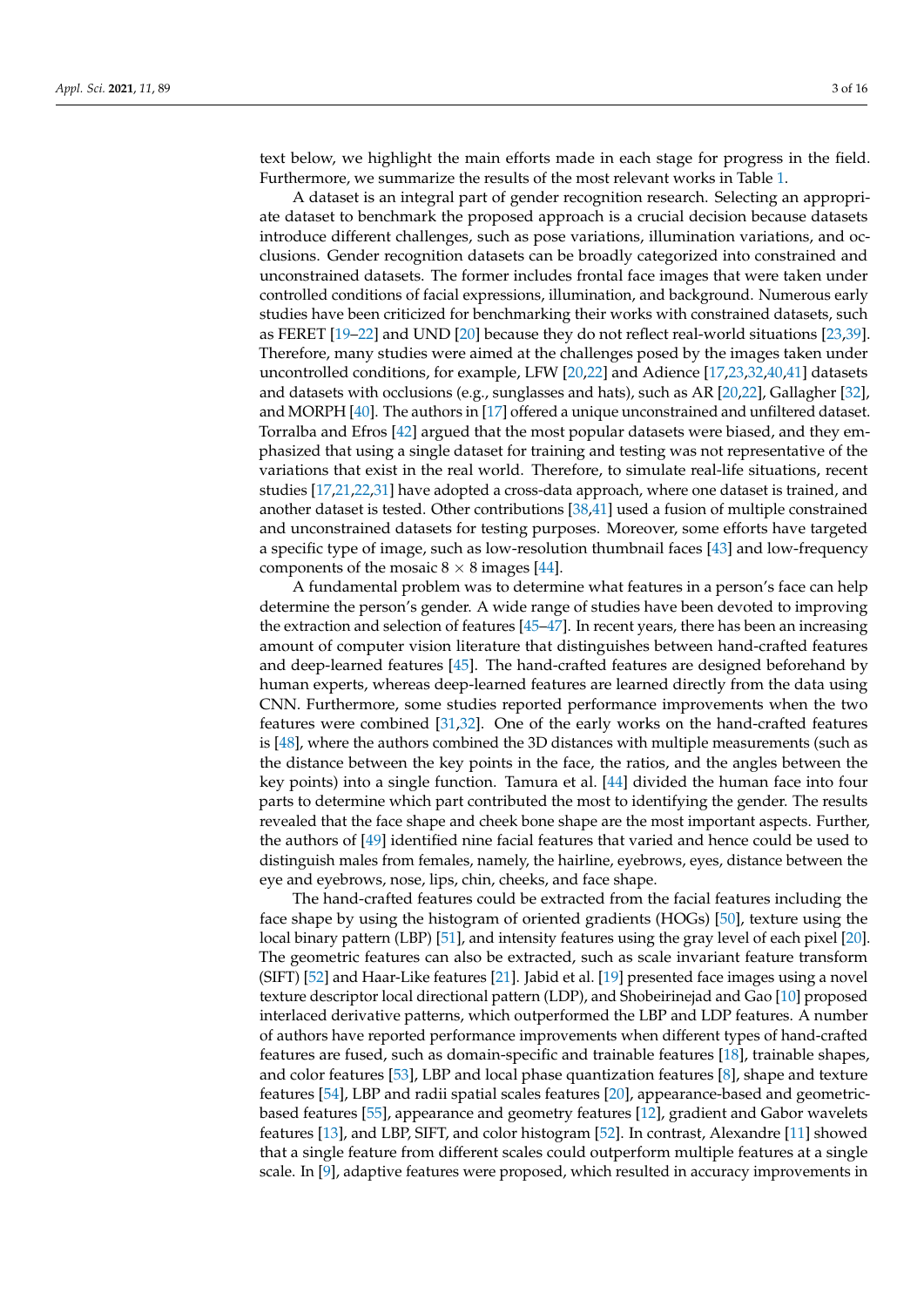text below, we highlight the main efforts made in each stage for progress in the field. Furthermore, we summarize the results of the most relevant works in Table 1.

A dataset is an integral part of gender recognition research. Selecting an appropriate dataset to benchmark the proposed approach is a crucial decision because datasets introduce different challenges, such as pose variations, illumination variations, and occlusions. Gender recognition datasets can be broadly categorized into constrained and unconstrained datasets. The former includes frontal face images that were taken under controlled conditions of facial expressions, illumination, and background. Numerous early studies have been criticized for benchmarking their works with constrained datasets, such as FERET [19–22] and UND [20] because they do not reflect real-world situations [23,39]. Therefore, many studies were aimed at the challenges posed by the images taken under uncontrolled conditions, for example, LFW [20,22] and Adience [17,23,32,40,41] datasets and datasets with occlusions (e.g., sunglasses and hats), such as AR [20,22], Gallagher [32], and MORPH [40]. The authors in [17] offered a unique unconstrained and unfiltered dataset. Torralba and Efros [42] argued that the most popular datasets were biased, and they emphasized that using a single dataset for training and testing was not representative of the variations that exist in the real world. Therefore, to simulate real-life situations, recent studies [17,21,22,31] have adopted a cross-data approach, where one dataset is trained, and another dataset is tested. Other contributions [38,41] used a fusion of multiple constrained and unconstrained datasets for testing purposes. Moreover, some efforts have targeted a specific type of image, such as low-resolution thumbnail faces [43] and low-frequency components of the mosaic $8 \times 8$ images [44].

A fundamental problem was to determine what features in a person's face can help determine the person's gender. A wide range of studies have been devoted to improving the extraction and selection of features [45–47]. In recent years, there has been an increasing amount of computer vision literature that distinguishes between hand-crafted features and deep-learned features [45]. The hand-crafted features are designed beforehand by human experts, whereas deep-learned features are learned directly from the data using CNN. Furthermore, some studies reported performance improvements when the two features were combined [31,32]. One of the early works on the hand-crafted features is [48], where the authors combined the 3D distances with multiple measurements (such as the distance between the key points in the face, the ratios, and the angles between the key points) into a single function. Tamura et al. [44] divided the human face into four parts to determine which part contributed the most to identifying the gender. The results revealed that the face shape and cheek bone shape are the most important aspects. Further, the authors of [49] identified nine facial features that varied and hence could be used to distinguish males from females, namely, the hairline, eyebrows, eyes, distance between the eye and eyebrows, nose, lips, chin, cheeks, and face shape.

The hand-crafted features could be extracted from the facial features including the face shape by using the histogram of oriented gradients (HOGs) [50], texture using the local binary pattern (LBP) [51], and intensity features using the gray level of each pixel [20]. The geometric features can also be extracted, such as scale invariant feature transform (SIFT) [52] and Haar-Like features [21]. Jabid et al. [19] presented face images using a novel texture descriptor local directional pattern (LDP), and Shobeirinejad and Gao [10] proposed interlaced derivative patterns, which outperformed the LBP and LDP features. A number of authors have reported performance improvements when different types of hand-crafted features are fused, such as domain-specific and trainable features [18], trainable shapes, and color features [53], LBP and local phase quantization features [8], shape and texture features [54], LBP and radii spatial scales features [20], appearance-based and geometric-based features [55], appearance and geometry features [12], gradient and Gabor wavelets features [13], and LBP, SIFT, and color histogram [52]. In contrast, Alexandre [11] showed that a single feature from different scales could outperform multiple features at a single scale. In [9], adaptive features were proposed, which resulted in accuracy improvements in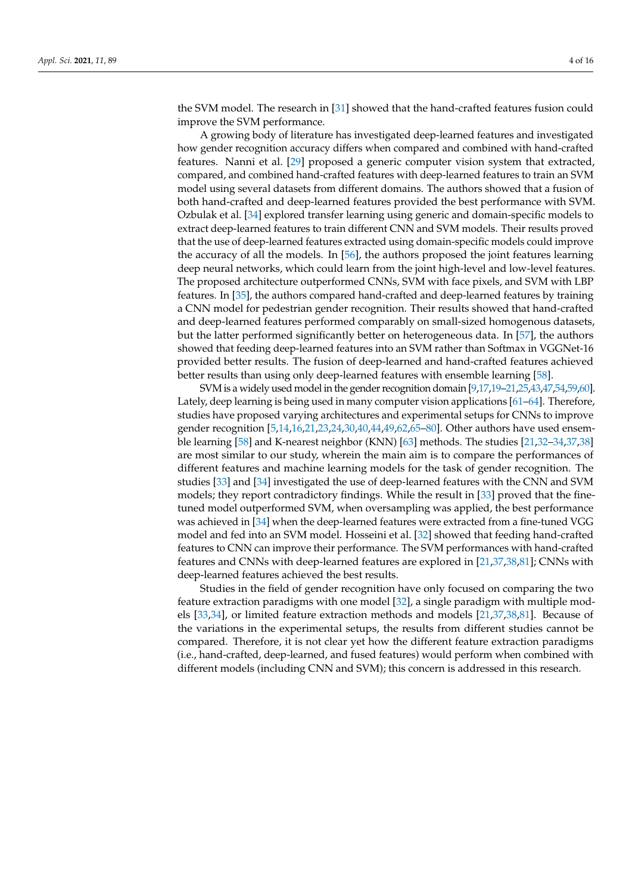the SVM model. The research in [31] showed that the hand-crafted features fusion could improve the SVM performance.

A growing body of literature has investigated deep-learned features and investigated how gender recognition accuracy differs when compared and combined with hand-crafted features. Nanni et al. [29] proposed a generic computer vision system that extracted, compared, and combined hand-crafted features with deep-learned features to train an SVM model using several datasets from different domains. The authors showed that a fusion of both hand-crafted and deep-learned features provided the best performance with SVM. Ozbulak et al. [34] explored transfer learning using generic and domain-specific models to extract deep-learned features to train different CNN and SVM models. Their results proved that the use of deep-learned features extracted using domain-specific models could improve the accuracy of all the models. In [56], the authors proposed the joint features learning deep neural networks, which could learn from the joint high-level and low-level features. The proposed architecture outperformed CNNs, SVM with face pixels, and SVM with LBP features. In [35], the authors compared hand-crafted and deep-learned features by training a CNN model for pedestrian gender recognition. Their results showed that hand-crafted and deep-learned features performed comparably on small-sized homogenous datasets, but the latter performed significantly better on heterogeneous data. In [57], the authors showed that feeding deep-learned features into an SVM rather than Softmax in VGGNet-16 provided better results. The fusion of deep-learned and hand-crafted features achieved better results than using only deep-learned features with ensemble learning [58].

SVM is a widely used model in the gender recognition domain [9,17,19–21,25,43,47,54,59,60]. Lately, deep learning is being used in many computer vision applications [61–64]. Therefore, studies have proposed varying architectures and experimental setups for CNNs to improve gender recognition [5,14,16,21,23,24,30,40,44,49,62,65–80]. Other authors have used ensemble learning [58] and K-nearest neighbor (KNN) [63] methods. The studies [21,32–34,37,38] are most similar to our study, wherein the main aim is to compare the performances of different features and machine learning models for the task of gender recognition. The studies [33] and [34] investigated the use of deep-learned features with the CNN and SVM models; they report contradictory findings. While the result in [33] proved that the fine-tuned model outperformed SVM, when oversampling was applied, the best performance was achieved in [34] when the deep-learned features were extracted from a fine-tuned VGG model and fed into an SVM model. Hosseini et al. [32] showed that feeding hand-crafted features to CNN can improve their performance. The SVM performances with hand-crafted features and CNNs with deep-learned features are explored in [21,37,38,81]; CNNs with deep-learned features achieved the best results.

Studies in the field of gender recognition have only focused on comparing the two feature extraction paradigms with one model [32], a single paradigm with multiple models [33,34], or limited feature extraction methods and models [21,37,38,81]. Because of the variations in the experimental setups, the results from different studies cannot be compared. Therefore, it is not clear yet how the different feature extraction paradigms (i.e., hand-crafted, deep-learned, and fused features) would perform when combined with different models (including CNN and SVM); this concern is addressed in this research.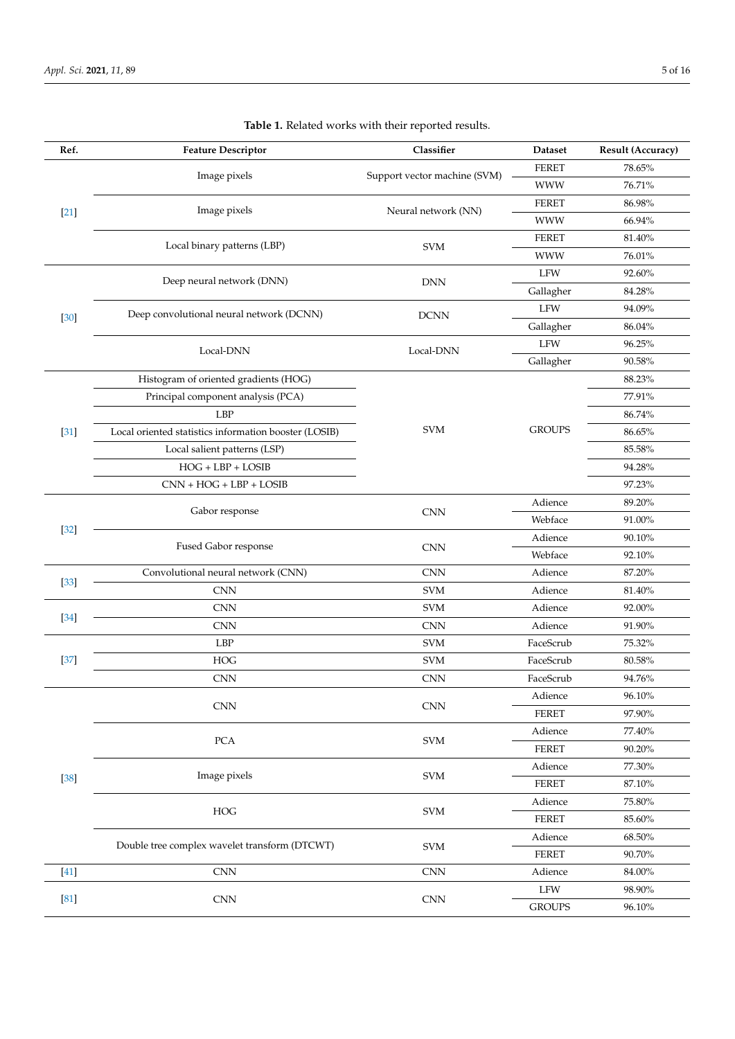**Table 1.** Related works with their reported results.

| Ref. | Feature Descriptor | Classifier | Dataset | Result (Accuracy) |
| --- | --- | --- | --- | --- |
| [21] | Image pixels | Support vector machine (SVM) | FERET | 78.65% |
| | | | WWW | 76.71% |
| | Image pixels | Neural network (NN) | FERET | 86.98% |
| | | | WWW | 66.94% |
| | Local binary patterns (LBP) | SVM | FERET | 81.40% |
| | | | WWW | 76.01% |
| [30] | Deep neural network (DNN) | DNN | LFW | 92.60% |
| | | | Gallagher | 84.28% |
| | Deep convolutional neural network (DCNN) | DCNN | LFW | 94.09% |
| | | | Gallagher | 86.04% |
| | Local-DNN | Local-DNN | LFW | 96.25% |
| | | | Gallagher | 90.58% |
| [31] | Histogram of oriented gradients (HOG) | SVM | GROUPS | 88.23% |
| | Principal component analysis (PCA) | | | 77.91% |
| | LBP | | | 86.74% |
| | Local oriented statistics information booster (LOSIB) | | | 86.65% |
| | Local salient patterns (LSP) | | | 85.58% |
| | HOG + LBP + LOSIB | | | 94.28% |
| | CNN + HOG + LBP + LOSIB | | | 97.23% |
| [32] | Gabor response | CNN | Adience | 89.20% |
| | | | Webface | 91.00% |
| | Fused Gabor response | CNN | Adience | 90.10% |
| | | | Webface | 92.10% |
| [33] | Convolutional neural network (CNN) | CNN | Adience | 87.20% |
| | CNN | SVM | Adience | 81.40% |
| [34] | CNN | SVM | Adience | 92.00% |
| | CNN | CNN | Adience | 91.90% |
| [37] | LBP | SVM | FaceScrub | 75.32% |
| | HOG | SVM | FaceScrub | 80.58% |
| | CNN | CNN | FaceScrub | 94.76% |
| [38] | CNN | CNN | Adience | 96.10% |
| | | | FERET | 97.90% |
| | PCA | SVM | Adience | 77.40% |
| | | | FERET | 90.20% |
| | Image pixels | SVM | Adience | 77.30% |
| | | | FERET | 87.10% |
| | HOG | SVM | Adience | 75.80% |
| | | | FERET | 85.60% |
| | Double tree complex wavelet transform (DTCWT) | SVM | Adience | 68.50% |
| | | | FERET | 90.70% |
| [41] | CNN | CNN | Adience | 84.00% |
| [81] | CNN | CNN | LFW | 98.90% |
| | | | GROUPS | 96.10% |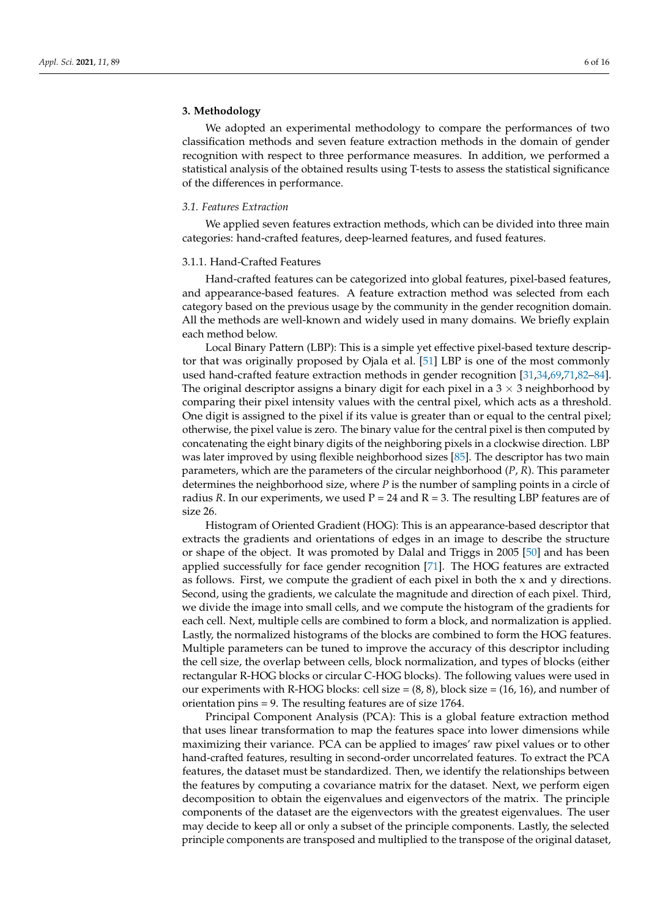## 3. Methodology

We adopted an experimental methodology to compare the performances of two classification methods and seven feature extraction methods in the domain of gender recognition with respect to three performance measures. In addition, we performed a statistical analysis of the obtained results using T-tests to assess the statistical significance of the differences in performance.

### 3.1. Features Extraction

We applied seven features extraction methods, which can be divided into three main categories: hand-crafted features, deep-learned features, and fused features.

#### 3.1.1. Hand-Crafted Features

Hand-crafted features can be categorized into global features, pixel-based features, and appearance-based features. A feature extraction method was selected from each category based on the previous usage by the community in the gender recognition domain. All the methods are well-known and widely used in many domains. We briefly explain each method below.

Local Binary Pattern (LBP): This is a simple yet effective pixel-based texture descriptor that was originally proposed by Ojala et al. [51] LBP is one of the most commonly used hand-crafted feature extraction methods in gender recognition [31,34,69,71,82–84]. The original descriptor assigns a binary digit for each pixel in a 3 × 3 neighborhood by comparing their pixel intensity values with the central pixel, which acts as a threshold. One digit is assigned to the pixel if its value is greater than or equal to the central pixel; otherwise, the pixel value is zero. The binary value for the central pixel is then computed by concatenating the eight binary digits of the neighboring pixels in a clockwise direction. LBP was later improved by using flexible neighborhood sizes [85]. The descriptor has two main parameters, which are the parameters of the circular neighborhood ($P$, $R$). This parameter determines the neighborhood size, where $P$ is the number of sampling points in a circle of radius $R$. In our experiments, we used P = 24 and R = 3. The resulting LBP features are of size 26.

Histogram of Oriented Gradient (HOG): This is an appearance-based descriptor that extracts the gradients and orientations of edges in an image to describe the structure or shape of the object. It was promoted by Dalal and Triggs in 2005 [50] and has been applied successfully for face gender recognition [71]. The HOG features are extracted as follows. First, we compute the gradient of each pixel in both the x and y directions. Second, using the gradients, we calculate the magnitude and direction of each pixel. Third, we divide the image into small cells, and we compute the histogram of the gradients for each cell. Next, multiple cells are combined to form a block, and normalization is applied. Lastly, the normalized histograms of the blocks are combined to form the HOG features. Multiple parameters can be tuned to improve the accuracy of this descriptor including the cell size, the overlap between cells, block normalization, and types of blocks (either rectangular R-HOG blocks or circular C-HOG blocks). The following values were used in our experiments with R-HOG blocks: cell size = (8, 8), block size = (16, 16), and number of orientation pins = 9. The resulting features are of size 1764.

Principal Component Analysis (PCA): This is a global feature extraction method that uses linear transformation to map the features space into lower dimensions while maximizing their variance. PCA can be applied to images' raw pixel values or to other hand-crafted features, resulting in second-order uncorrelated features. To extract the PCA features, the dataset must be standardized. Then, we identify the relationships between the features by computing a covariance matrix for the dataset. Next, we perform eigen decomposition to obtain the eigenvalues and eigenvectors of the matrix. The principle components of the dataset are the eigenvectors with the greatest eigenvalues. The user may decide to keep all or only a subset of the principle components. Lastly, the selected principle components are transposed and multiplied to the transpose of the original dataset,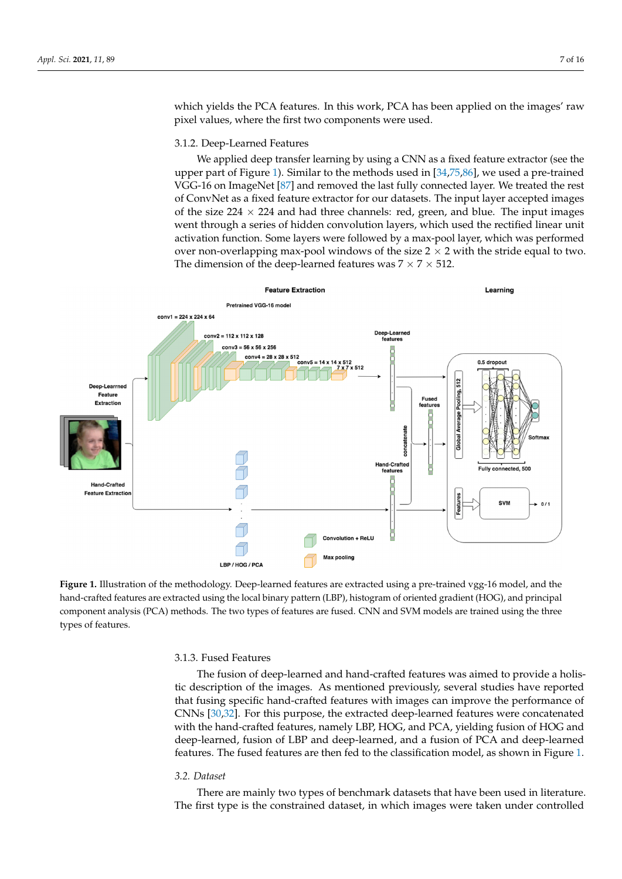which yields the PCA features. In this work, PCA has been applied on the images' raw pixel values, where the first two components were used.

#### 3.1.2. Deep-Learned Features

We applied deep transfer learning by using a CNN as a fixed feature extractor (see the upper part of Figure 1). Similar to the methods used in [34,75,86], we used a pre-trained VGG-16 on ImageNet [87] and removed the last fully connected layer. We treated the rest of ConvNet as a fixed feature extractor for our datasets. The input layer accepted images of the size 224 $\times$ 224 and had three channels: red, green, and blue. The input images went through a series of hidden convolution layers, which used the rectified linear unit activation function. Some layers were followed by a max-pool layer, which was performed over non-overlapping max-pool windows of the size 2 $\times$ 2 with the stride equal to two. The dimension of the deep-learned features was 7 $\times$ 7 $\times$ 512.

**Figure 1.** Illustration of the methodology. Deep-learned features are extracted using a pre-trained vgg-16 model, and the hand-crafted features are extracted using the local binary pattern (LBP), histogram of oriented gradient (HOG), and principal component analysis (PCA) methods. The two types of features are fused. CNN and SVM models are trained using the three types of features.

#### 3.1.3. Fused Features

The fusion of deep-learned and hand-crafted features was aimed to provide a holistic description of the images. As mentioned previously, several studies have reported that fusing specific hand-crafted features with images can improve the performance of CNNs [30,32]. For this purpose, the extracted deep-learned features were concatenated with the hand-crafted features, namely LBP, HOG, and PCA, yielding fusion of HOG and deep-learned, fusion of LBP and deep-learned, and a fusion of PCA and deep-learned features. The fused features are then fed to the classification model, as shown in Figure 1.

### *3.2. Dataset*

There are mainly two types of benchmark datasets that have been used in literature. The first type is the constrained dataset, in which images were taken under controlled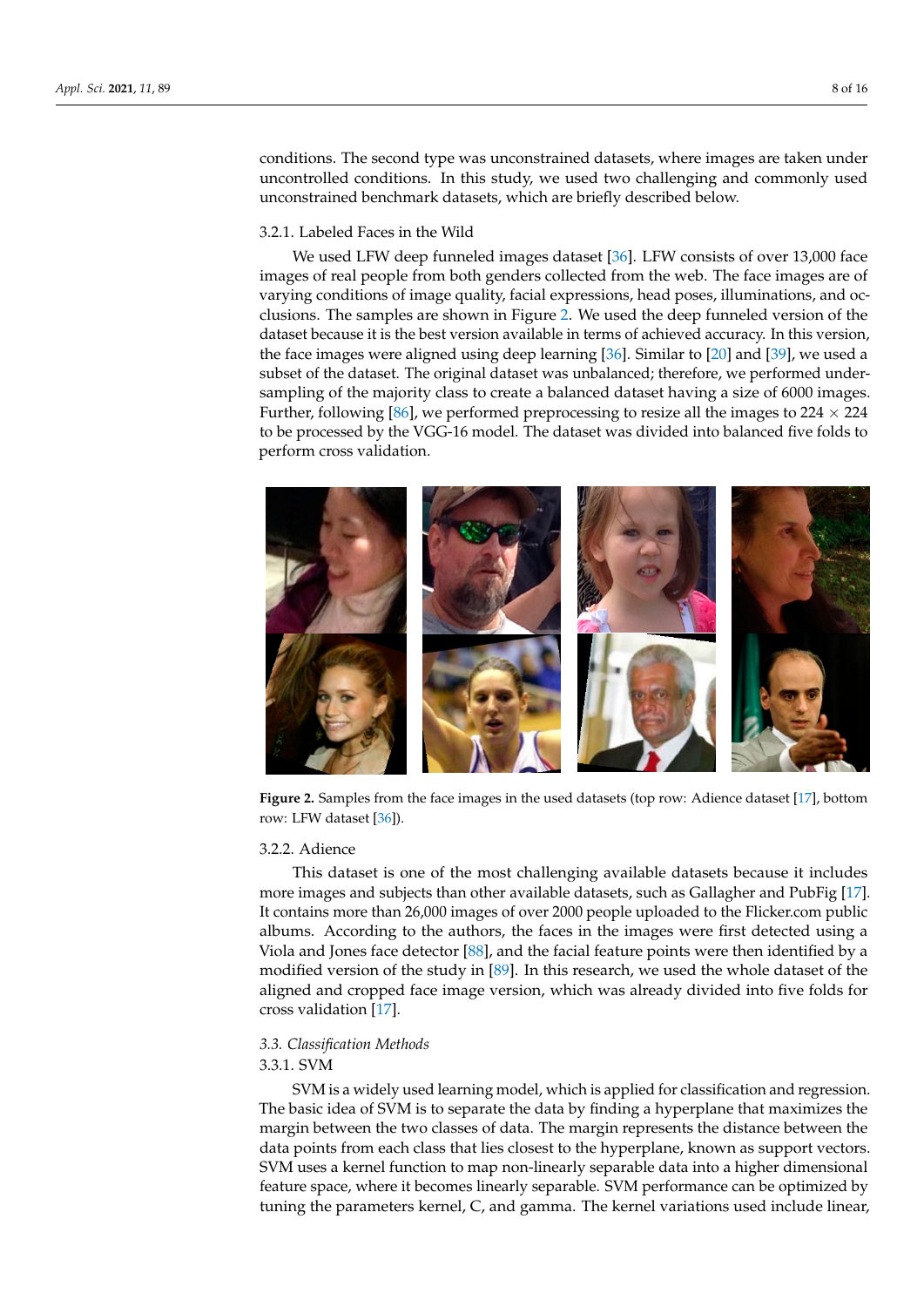conditions. The second type was unconstrained datasets, where images are taken under uncontrolled conditions. In this study, we used two challenging and commonly used unconstrained benchmark datasets, which are briefly described below.

#### 3.2.1. Labeled Faces in the Wild

We used LFW deep funneled images dataset [36]. LFW consists of over 13,000 face images of real people from both genders collected from the web. The face images are of varying conditions of image quality, facial expressions, head poses, illuminations, and occlusions. The samples are shown in Figure 2. We used the deep funneled version of the dataset because it is the best version available in terms of achieved accuracy. In this version, the face images were aligned using deep learning [36]. Similar to [20] and [39], we used a subset of the dataset. The original dataset was unbalanced; therefore, we performed undersampling of the majority class to create a balanced dataset having a size of 6000 images. Further, following [86], we performed preprocessing to resize all the images to 224 × 224 to be processed by the VGG-16 model. The dataset was divided into balanced five folds to perform cross validation.

**Figure 2.** Samples from the face images in the used datasets (top row: Adience dataset [17], bottom row: LFW dataset [36]).

#### 3.2.2. Adience

This dataset is one of the most challenging available datasets because it includes more images and subjects than other available datasets, such as Gallagher and PubFig [17]. It contains more than 26,000 images of over 2000 people uploaded to the Flicker.com public albums. According to the authors, the faces in the images were first detected using a Viola and Jones face detector [88], and the facial feature points were then identified by a modified version of the study in [89]. In this research, we used the whole dataset of the aligned and cropped face image version, which was already divided into five folds for cross validation [17].

### *3.3. Classification Methods*

#### 3.3.1. SVM

SVM is a widely used learning model, which is applied for classification and regression. The basic idea of SVM is to separate the data by finding a hyperplane that maximizes the margin between the two classes of data. The margin represents the distance between the data points from each class that lies closest to the hyperplane, known as support vectors. SVM uses a kernel function to map non-linearly separable data into a higher dimensional feature space, where it becomes linearly separable. SVM performance can be optimized by tuning the parameters kernel, C, and gamma. The kernel variations used include linear,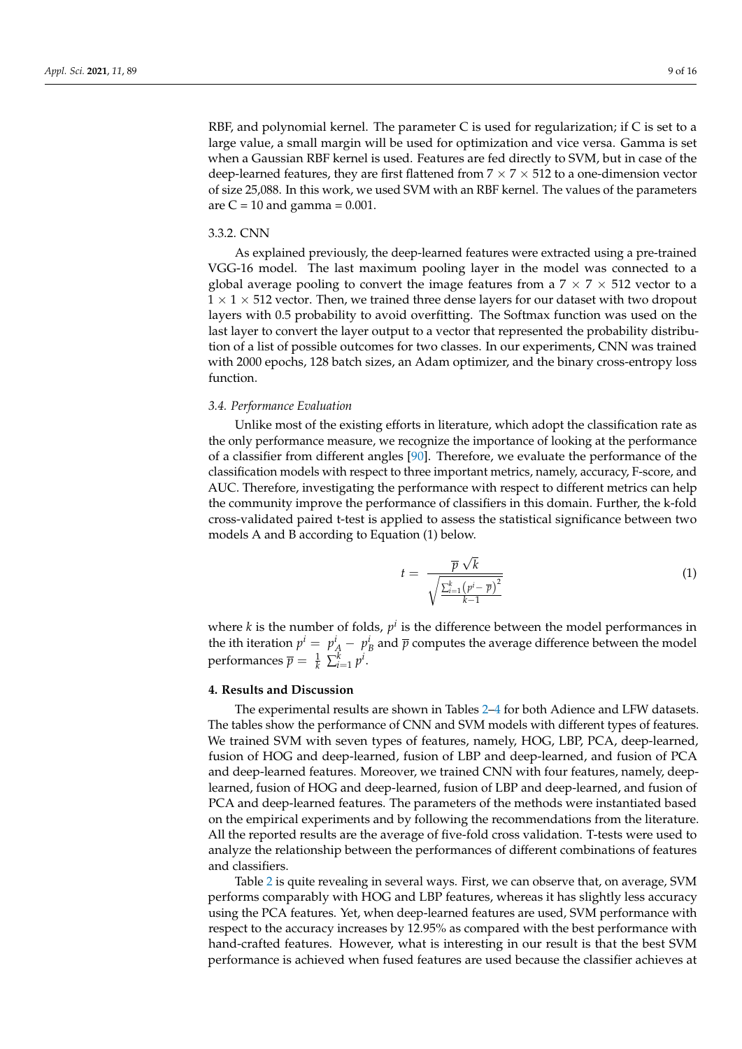RBF, and polynomial kernel. The parameter C is used for regularization; if C is set to a large value, a small margin will be used for optimization and vice versa. Gamma is set when a Gaussian RBF kernel is used. Features are fed directly to SVM, but in case of the deep-learned features, they are first flattened from $7 \times 7 \times 512$ to a one-dimension vector of size 25,088. In this work, we used SVM with an RBF kernel. The values of the parameters are C = 10 and gamma = 0.001.

#### 3.3.2. CNN

As explained previously, the deep-learned features were extracted using a pre-trained VGG-16 model. The last maximum pooling layer in the model was connected to a global average pooling to convert the image features from a $7 \times 7 \times 512$ vector to a $1 \times 1 \times 512$ vector. Then, we trained three dense layers for our dataset with two dropout layers with 0.5 probability to avoid overfitting. The Softmax function was used on the last layer to convert the layer output to a vector that represented the probability distribution of a list of possible outcomes for two classes. In our experiments, CNN was trained with 2000 epochs, 128 batch sizes, an Adam optimizer, and the binary cross-entropy loss function.

### *3.4. Performance Evaluation*

Unlike most of the existing efforts in literature, which adopt the classification rate as the only performance measure, we recognize the importance of looking at the performance of a classifier from different angles [90]. Therefore, we evaluate the performance of the classification models with respect to three important metrics, namely, accuracy, F-score, and AUC. Therefore, investigating the performance with respect to different metrics can help the community improve the performance of classifiers in this domain. Further, the k-fold cross-validated paired t-test is applied to assess the statistical significance between two models A and B according to Equation (1) below.

$$t = \frac{\overline{p}\,\sqrt{k}}{\sqrt{\frac{\sum_{i=1}^{k}\left(p^{i} - \overline{p}\right)^{2}}{k-1}}} \quad (1)$$

where $k$ is the number of folds, $p^i$ is the difference between the model performances in the ith iteration $p^i = p^i_A - p^i_B$ and $\overline{p}$ computes the average difference between the model performances $\overline{p} = \frac{1}{k}\sum_{i=1}^{k} p^i$.

## 4. Results and Discussion

The experimental results are shown in Tables 2–4 for both Adience and LFW datasets. The tables show the performance of CNN and SVM models with different types of features. We trained SVM with seven types of features, namely, HOG, LBP, PCA, deep-learned, fusion of HOG and deep-learned, fusion of LBP and deep-learned, and fusion of PCA and deep-learned features. Moreover, we trained CNN with four features, namely, deep-learned, fusion of HOG and deep-learned, fusion of LBP and deep-learned, and fusion of PCA and deep-learned features. The parameters of the methods were instantiated based on the empirical experiments and by following the recommendations from the literature. All the reported results are the average of five-fold cross validation. T-tests were used to analyze the relationship between the performances of different combinations of features and classifiers.

Table 2 is quite revealing in several ways. First, we can observe that, on average, SVM performs comparably with HOG and LBP features, whereas it has slightly less accuracy using the PCA features. Yet, when deep-learned features are used, SVM performance with respect to the accuracy increases by 12.95% as compared with the best performance with hand-crafted features. However, what is interesting in our result is that the best SVM performance is achieved when fused features are used because the classifier achieves at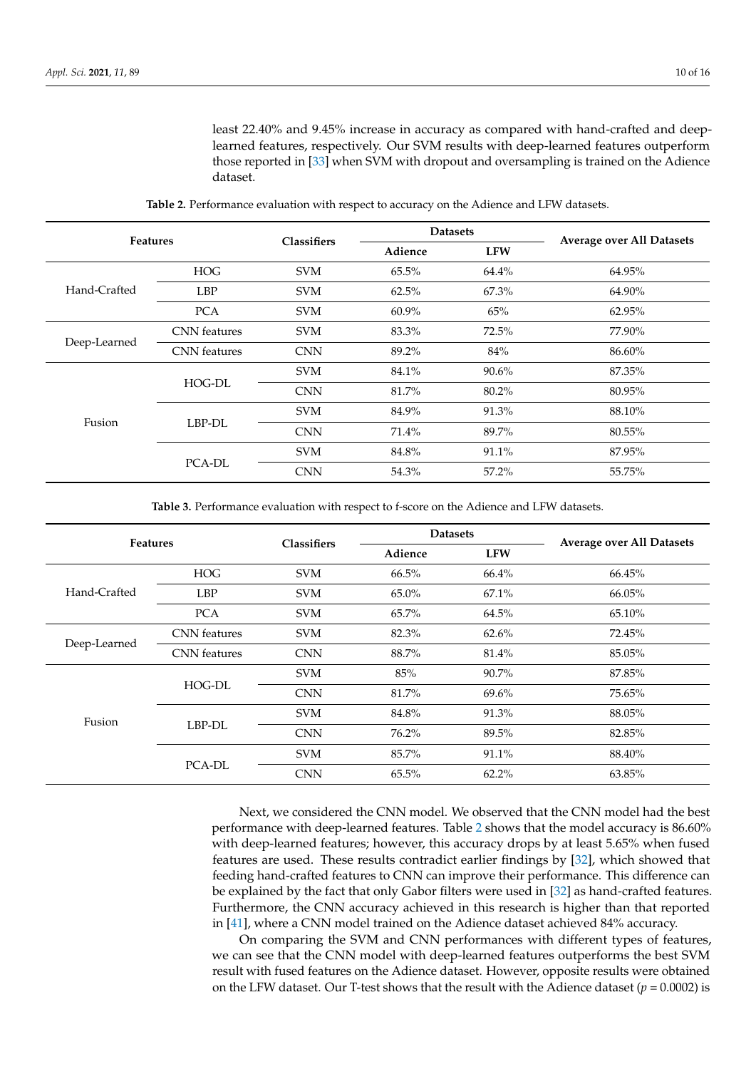least 22.40% and 9.45% increase in accuracy as compared with hand-crafted and deep-learned features, respectively. Our SVM results with deep-learned features outperform those reported in [33] when SVM with dropout and oversampling is trained on the Adience dataset.

**Table 2.** Performance evaluation with respect to accuracy on the Adience and LFW datasets.

| Features | | Classifiers | Datasets | | Average over All Datasets |
|---|---|---|---|---|---|
| | | | Adience | LFW | |
| Hand-Crafted | HOG | SVM | 65.5% | 64.4% | 64.95% |
| | LBP | SVM | 62.5% | 67.3% | 64.90% |
| | PCA | SVM | 60.9% | 65% | 62.95% |
| Deep-Learned | CNN features | SVM | 83.3% | 72.5% | 77.90% |
| | CNN features | CNN | 89.2% | 84% | 86.60% |
| Fusion | HOG-DL | SVM | 84.1% | 90.6% | 87.35% |
| | | CNN | 81.7% | 80.2% | 80.95% |
| | LBP-DL | SVM | 84.9% | 91.3% | 88.10% |
| | | CNN | 71.4% | 89.7% | 80.55% |
| | PCA-DL | SVM | 84.8% | 91.1% | 87.95% |
| | | CNN | 54.3% | 57.2% | 55.75% |

**Table 3.** Performance evaluation with respect to f-score on the Adience and LFW datasets.

| Features | | Classifiers | Datasets | | Average over All Datasets |
|---|---|---|---|---|---|
| | | | Adience | LFW | |
| Hand-Crafted | HOG | SVM | 66.5% | 66.4% | 66.45% |
| | LBP | SVM | 65.0% | 67.1% | 66.05% |
| | PCA | SVM | 65.7% | 64.5% | 65.10% |
| Deep-Learned | CNN features | SVM | 82.3% | 62.6% | 72.45% |
| | CNN features | CNN | 88.7% | 81.4% | 85.05% |
| Fusion | HOG-DL | SVM | 85% | 90.7% | 87.85% |
| | | CNN | 81.7% | 69.6% | 75.65% |
| | LBP-DL | SVM | 84.8% | 91.3% | 88.05% |
| | | CNN | 76.2% | 89.5% | 82.85% |
| | PCA-DL | SVM | 85.7% | 91.1% | 88.40% |
| | | CNN | 65.5% | 62.2% | 63.85% |

Next, we considered the CNN model. We observed that the CNN model had the best performance with deep-learned features. Table 2 shows that the model accuracy is 86.60% with deep-learned features; however, this accuracy drops by at least 5.65% when fused features are used. These results contradict earlier findings by [32], which showed that feeding hand-crafted features to CNN can improve their performance. This difference can be explained by the fact that only Gabor filters were used in [32] as hand-crafted features. Furthermore, the CNN accuracy achieved in this research is higher than that reported in [41], where a CNN model trained on the Adience dataset achieved 84% accuracy.

On comparing the SVM and CNN performances with different types of features, we can see that the CNN model with deep-learned features outperforms the best SVM result with fused features on the Adience dataset. However, opposite results were obtained on the LFW dataset. Our T-test shows that the result with the Adience dataset ($p = 0.0002$) is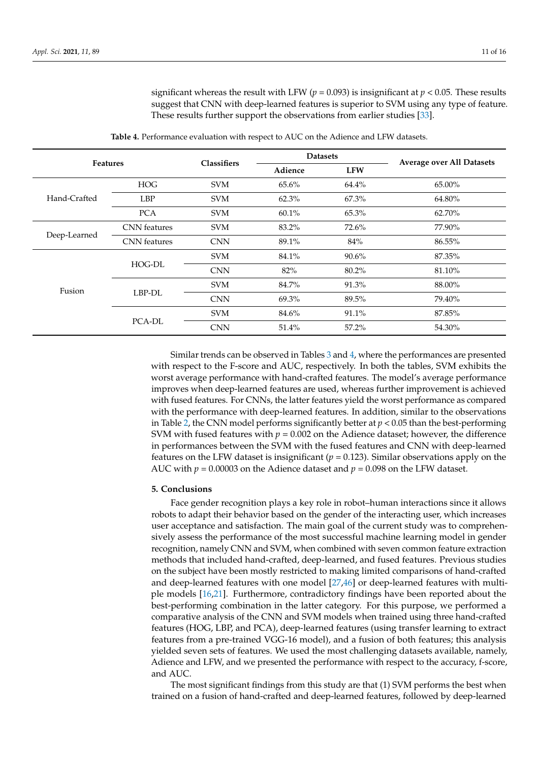significant whereas the result with LFW ($p = 0.093$) is insignificant at $p < 0.05$. These results suggest that CNN with deep-learned features is superior to SVM using any type of feature. These results further support the observations from earlier studies [33].

**Table 4.** Performance evaluation with respect to AUC on the Adience and LFW datasets.

| Features | | Classifiers | Datasets | | Average over All Datasets |
|---|---|---|---|---|---|
| | | | Adience | LFW | |
| Hand-Crafted | HOG | SVM | 65.6% | 64.4% | 65.00% |
| | LBP | SVM | 62.3% | 67.3% | 64.80% |
| | PCA | SVM | 60.1% | 65.3% | 62.70% |
| Deep-Learned | CNN features | SVM | 83.2% | 72.6% | 77.90% |
| | CNN features | CNN | 89.1% | 84% | 86.55% |
| Fusion | HOG-DL | SVM | 84.1% | 90.6% | 87.35% |
| | | CNN | 82% | 80.2% | 81.10% |
| | LBP-DL | SVM | 84.7% | 91.3% | 88.00% |
| | | CNN | 69.3% | 89.5% | 79.40% |
| | PCA-DL | SVM | 84.6% | 91.1% | 87.85% |
| | | CNN | 51.4% | 57.2% | 54.30% |

Similar trends can be observed in Tables 3 and 4, where the performances are presented with respect to the F-score and AUC, respectively. In both the tables, SVM exhibits the worst average performance with hand-crafted features. The model's average performance improves when deep-learned features are used, whereas further improvement is achieved with fused features. For CNNs, the latter features yield the worst performance as compared with the performance with deep-learned features. In addition, similar to the observations in Table 2, the CNN model performs significantly better at $p < 0.05$ than the best-performing SVM with fused features with $p = 0.002$ on the Adience dataset; however, the difference in performances between the SVM with the fused features and CNN with deep-learned features on the LFW dataset is insignificant ($p = 0.123$). Similar observations apply on the AUC with $p = 0.00003$ on the Adience dataset and $p = 0.098$ on the LFW dataset.

## 5. Conclusions

Face gender recognition plays a key role in robot–human interactions since it allows robots to adapt their behavior based on the gender of the interacting user, which increases user acceptance and satisfaction. The main goal of the current study was to comprehensively assess the performance of the most successful machine learning model in gender recognition, namely CNN and SVM, when combined with seven common feature extraction methods that included hand-crafted, deep-learned, and fused features. Previous studies on the subject have been mostly restricted to making limited comparisons of hand-crafted and deep-learned features with one model [27,46] or deep-learned features with multiple models [16,21]. Furthermore, contradictory findings have been reported about the best-performing combination in the latter category. For this purpose, we performed a comparative analysis of the CNN and SVM models when trained using three hand-crafted features (HOG, LBP, and PCA), deep-learned features (using transfer learning to extract features from a pre-trained VGG-16 model), and a fusion of both features; this analysis yielded seven sets of features. We used the most challenging datasets available, namely, Adience and LFW, and we presented the performance with respect to the accuracy, f-score, and AUC.

The most significant findings from this study are that (1) SVM performs the best when trained on a fusion of hand-crafted and deep-learned features, followed by deep-learned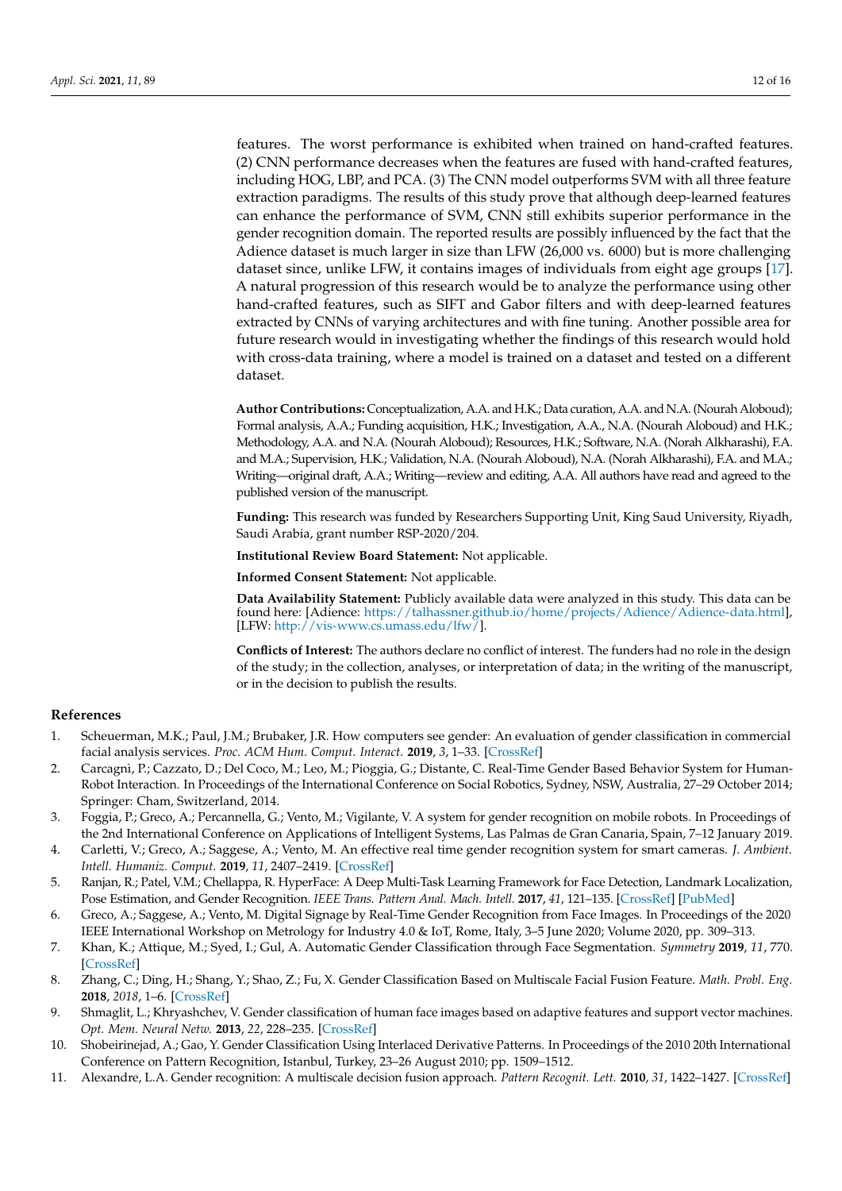features. The worst performance is exhibited when trained on hand-crafted features. (2) CNN performance decreases when the features are fused with hand-crafted features, including HOG, LBP, and PCA. (3) The CNN model outperforms SVM with all three feature extraction paradigms. The results of this study prove that although deep-learned features can enhance the performance of SVM, CNN still exhibits superior performance in the gender recognition domain. The reported results are possibly influenced by the fact that the Adience dataset is much larger in size than LFW (26,000 vs. 6000) but is more challenging dataset since, unlike LFW, it contains images of individuals from eight age groups [17]. A natural progression of this research would be to analyze the performance using other hand-crafted features, such as SIFT and Gabor filters and with deep-learned features extracted by CNNs of varying architectures and with fine tuning. Another possible area for future research would in investigating whether the findings of this research would hold with cross-data training, where a model is trained on a dataset and tested on a different dataset.

**Author Contributions:** Conceptualization, A.A. and H.K.; Data curation, A.A. and N.A. (Nourah Aloboud); Formal analysis, A.A.; Funding acquisition, H.K.; Investigation, A.A., N.A. (Nourah Aloboud) and H.K.; Methodology, A.A. and N.A. (Nourah Aloboud); Resources, H.K.; Software, N.A. (Norah Alkharashi), F.A. and M.A.; Supervision, H.K.; Validation, N.A. (Nourah Aloboud), N.A. (Norah Alkharashi), F.A. and M.A.; Writing—original draft, A.A.; Writing—review and editing, A.A. All authors have read and agreed to the published version of the manuscript.

**Funding:** This research was funded by Researchers Supporting Unit, King Saud University, Riyadh, Saudi Arabia, grant number RSP-2020/204.

**Institutional Review Board Statement:** Not applicable.

**Informed Consent Statement:** Not applicable.

**Data Availability Statement:** Publicly available data were analyzed in this study. This data can be found here: [Adience: https://talhassner.github.io/home/projects/Adience/Adience-data.html], [LFW: http://vis-www.cs.umass.edu/lfw/].

**Conflicts of Interest:** The authors declare no conflict of interest. The funders had no role in the design of the study; in the collection, analyses, or interpretation of data; in the writing of the manuscript, or in the decision to publish the results.

## References

1. Scheuerman, M.K.; Paul, J.M.; Brubaker, J.R. How computers see gender: An evaluation of gender classification in commercial facial analysis services. *Proc. ACM Hum. Comput. Interact.* **2019**, *3*, 1–33. [CrossRef]
2. Carcagnì, P.; Cazzato, D.; Del Coco, M.; Leo, M.; Pioggia, G.; Distante, C. Real-Time Gender Based Behavior System for Human-Robot Interaction. In Proceedings of the International Conference on Social Robotics, Sydney, NSW, Australia, 27–29 October 2014; Springer: Cham, Switzerland, 2014.
3. Foggia, P.; Greco, A.; Percannella, G.; Vento, M.; Vigilante, V. A system for gender recognition on mobile robots. In Proceedings of the 2nd International Conference on Applications of Intelligent Systems, Las Palmas de Gran Canaria, Spain, 7–12 January 2019.
4. Carletti, V.; Greco, A.; Saggese, A.; Vento, M. An effective real time gender recognition system for smart cameras. *J. Ambient. Intell. Humaniz. Comput.* **2019**, *11*, 2407–2419. [CrossRef]
5. Ranjan, R.; Patel, V.M.; Chellappa, R. HyperFace: A Deep Multi-Task Learning Framework for Face Detection, Landmark Localization, Pose Estimation, and Gender Recognition. *IEEE Trans. Pattern Anal. Mach. Intell.* **2017**, *41*, 121–135. [CrossRef] [PubMed]
6. Greco, A.; Saggese, A.; Vento, M. Digital Signage by Real-Time Gender Recognition from Face Images. In Proceedings of the 2020 IEEE International Workshop on Metrology for Industry 4.0 & IoT, Rome, Italy, 3–5 June 2020; Volume 2020, pp. 309–313.
7. Khan, K.; Attique, M.; Syed, I.; Gul, A. Automatic Gender Classification through Face Segmentation. *Symmetry* **2019**, *11*, 770. [CrossRef]
8. Zhang, C.; Ding, H.; Shang, Y.; Shao, Z.; Fu, X. Gender Classification Based on Multiscale Facial Fusion Feature. *Math. Probl. Eng.* **2018**, *2018*, 1–6. [CrossRef]
9. Shmaglit, L.; Khryashchev, V. Gender classification of human face images based on adaptive features and support vector machines. *Opt. Mem. Neural Netw.* **2013**, *22*, 228–235. [CrossRef]
10. Shobeirinejad, A.; Gao, Y. Gender Classification Using Interlaced Derivative Patterns. In Proceedings of the 2010 20th International Conference on Pattern Recognition, Istanbul, Turkey, 23–26 August 2010; pp. 1509–1512.
11. Alexandre, L.A. Gender recognition: A multiscale decision fusion approach. *Pattern Recognit. Lett.* **2010**, *31*, 1422–1427. [CrossRef]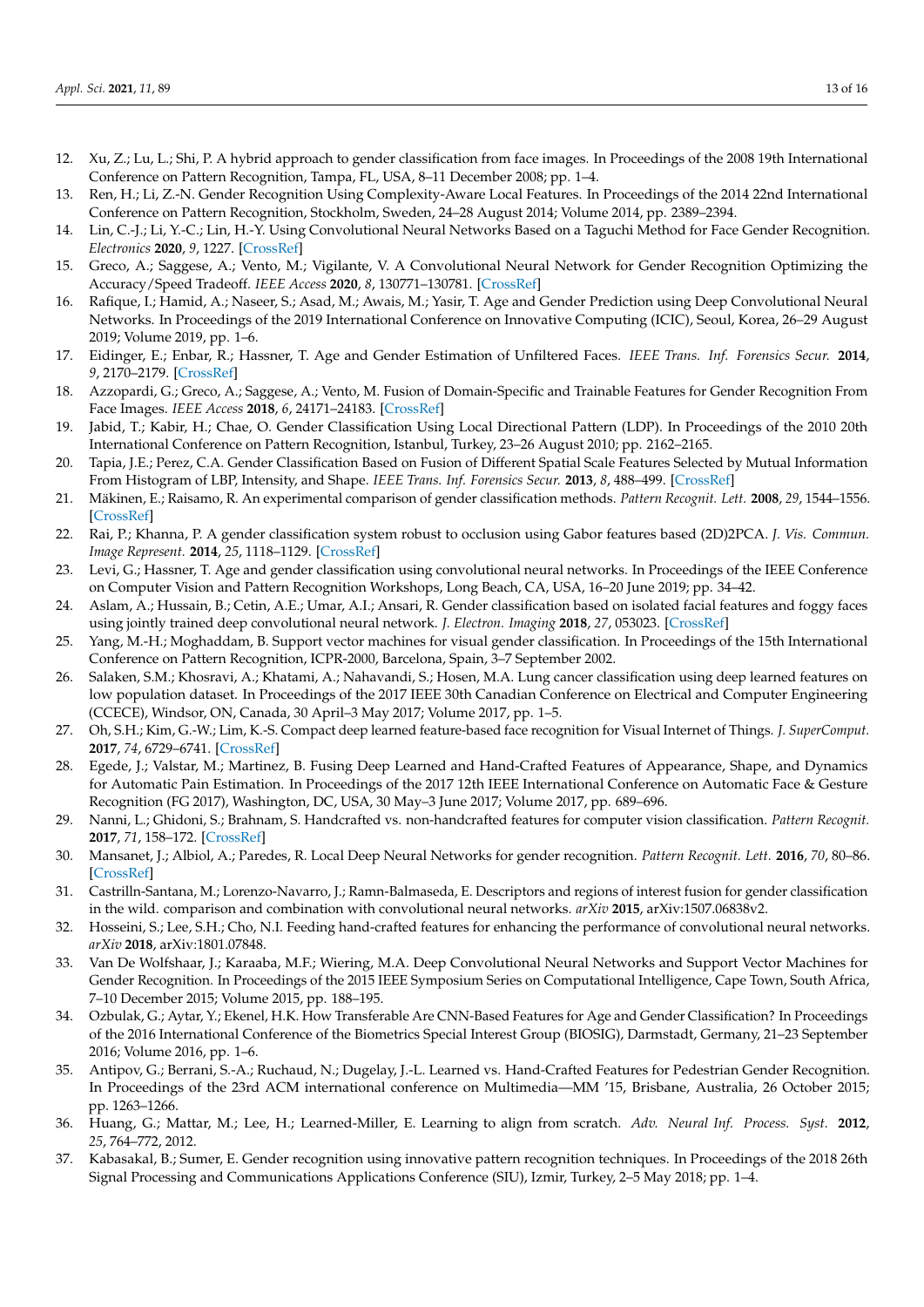12. Xu, Z.; Lu, L.; Shi, P. A hybrid approach to gender classification from face images. In Proceedings of the 2008 19th International Conference on Pattern Recognition, Tampa, FL, USA, 8–11 December 2008; pp. 1–4.
13. Ren, H.; Li, Z.-N. Gender Recognition Using Complexity-Aware Local Features. In Proceedings of the 2014 22nd International Conference on Pattern Recognition, Stockholm, Sweden, 24–28 August 2014; Volume 2014, pp. 2389–2394.
14. Lin, C.-J.; Li, Y.-C.; Lin, H.-Y. Using Convolutional Neural Networks Based on a Taguchi Method for Face Gender Recognition. *Electronics* **2020**, *9*, 1227. [CrossRef]
15. Greco, A.; Saggese, A.; Vento, M.; Vigilante, V. A Convolutional Neural Network for Gender Recognition Optimizing the Accuracy/Speed Tradeoff. *IEEE Access* **2020**, *8*, 130771–130781. [CrossRef]
16. Rafique, I.; Hamid, A.; Naseer, S.; Asad, M.; Awais, M.; Yasir, T. Age and Gender Prediction using Deep Convolutional Neural Networks. In Proceedings of the 2019 International Conference on Innovative Computing (ICIC), Seoul, Korea, 26–29 August 2019; Volume 2019, pp. 1–6.
17. Eidinger, E.; Enbar, R.; Hassner, T. Age and Gender Estimation of Unfiltered Faces. *IEEE Trans. Inf. Forensics Secur.* **2014**, *9*, 2170–2179. [CrossRef]
18. Azzopardi, G.; Greco, A.; Saggese, A.; Vento, M. Fusion of Domain-Specific and Trainable Features for Gender Recognition From Face Images. *IEEE Access* **2018**, *6*, 24171–24183. [CrossRef]
19. Jabid, T.; Kabir, H.; Chae, O. Gender Classification Using Local Directional Pattern (LDP). In Proceedings of the 2010 20th International Conference on Pattern Recognition, Istanbul, Turkey, 23–26 August 2010; pp. 2162–2165.
20. Tapia, J.E.; Perez, C.A. Gender Classification Based on Fusion of Different Spatial Scale Features Selected by Mutual Information From Histogram of LBP, Intensity, and Shape. *IEEE Trans. Inf. Forensics Secur.* **2013**, *8*, 488–499. [CrossRef]
21. Mäkinen, E.; Raisamo, R. An experimental comparison of gender classification methods. *Pattern Recognit. Lett.* **2008**, *29*, 1544–1556. [CrossRef]
22. Rai, P.; Khanna, P. A gender classification system robust to occlusion using Gabor features based (2D)2PCA. *J. Vis. Commun. Image Represent.* **2014**, *25*, 1118–1129. [CrossRef]
23. Levi, G.; Hassner, T. Age and gender classification using convolutional neural networks. In Proceedings of the IEEE Conference on Computer Vision and Pattern Recognition Workshops, Long Beach, CA, USA, 16–20 June 2019; pp. 34–42.
24. Aslam, A.; Hussain, B.; Cetin, A.E.; Umar, A.I.; Ansari, R. Gender classification based on isolated facial features and foggy faces using jointly trained deep convolutional neural network. *J. Electron. Imaging* **2018**, *27*, 053023. [CrossRef]
25. Yang, M.-H.; Moghaddam, B. Support vector machines for visual gender classification. In Proceedings of the 15th International Conference on Pattern Recognition, ICPR-2000, Barcelona, Spain, 3–7 September 2002.
26. Salaken, S.M.; Khosravi, A.; Khatami, A.; Nahavandi, S.; Hosen, M.A. Lung cancer classification using deep learned features on low population dataset. In Proceedings of the 2017 IEEE 30th Canadian Conference on Electrical and Computer Engineering (CCECE), Windsor, ON, Canada, 30 April–3 May 2017; Volume 2017, pp. 1–5.
27. Oh, S.H.; Kim, G.-W.; Lim, K.-S. Compact deep learned feature-based face recognition for Visual Internet of Things. *J. SuperComput.* **2017**, *74*, 6729–6741. [CrossRef]
28. Egede, J.; Valstar, M.; Martinez, B. Fusing Deep Learned and Hand-Crafted Features of Appearance, Shape, and Dynamics for Automatic Pain Estimation. In Proceedings of the 2017 12th IEEE International Conference on Automatic Face & Gesture Recognition (FG 2017), Washington, DC, USA, 30 May–3 June 2017; Volume 2017, pp. 689–696.
29. Nanni, L.; Ghidoni, S.; Brahnam, S. Handcrafted vs. non-handcrafted features for computer vision classification. *Pattern Recognit.* **2017**, *71*, 158–172. [CrossRef]
30. Mansanet, J.; Albiol, A.; Paredes, R. Local Deep Neural Networks for gender recognition. *Pattern Recognit. Lett.* **2016**, *70*, 80–86. [CrossRef]
31. Castrilln-Santana, M.; Lorenzo-Navarro, J.; Ramn-Balmaseda, E. Descriptors and regions of interest fusion for gender classification in the wild. comparison and combination with convolutional neural networks. *arXiv* **2015**, arXiv:1507.06838v2.
32. Hosseini, S.; Lee, S.H.; Cho, N.I. Feeding hand-crafted features for enhancing the performance of convolutional neural networks. *arXiv* **2018**, arXiv:1801.07848.
33. Van De Wolfshaar, J.; Karaaba, M.F.; Wiering, M.A. Deep Convolutional Neural Networks and Support Vector Machines for Gender Recognition. In Proceedings of the 2015 IEEE Symposium Series on Computational Intelligence, Cape Town, South Africa, 7–10 December 2015; Volume 2015, pp. 188–195.
34. Ozbulak, G.; Aytar, Y.; Ekenel, H.K. How Transferable Are CNN-Based Features for Age and Gender Classification? In Proceedings of the 2016 International Conference of the Biometrics Special Interest Group (BIOSIG), Darmstadt, Germany, 21–23 September 2016; Volume 2016, pp. 1–6.
35. Antipov, G.; Berrani, S.-A.; Ruchaud, N.; Dugelay, J.-L. Learned vs. Hand-Crafted Features for Pedestrian Gender Recognition. In Proceedings of the 23rd ACM international conference on Multimedia—MM '15, Brisbane, Australia, 26 October 2015; pp. 1263–1266.
36. Huang, G.; Mattar, M.; Lee, H.; Learned-Miller, E. Learning to align from scratch. *Adv. Neural Inf. Process. Syst.* **2012**, *25*, 764–772, 2012.
37. Kabasakal, B.; Sumer, E. Gender recognition using innovative pattern recognition techniques. In Proceedings of the 2018 26th Signal Processing and Communications Applications Conference (SIU), Izmir, Turkey, 2–5 May 2018; pp. 1–4.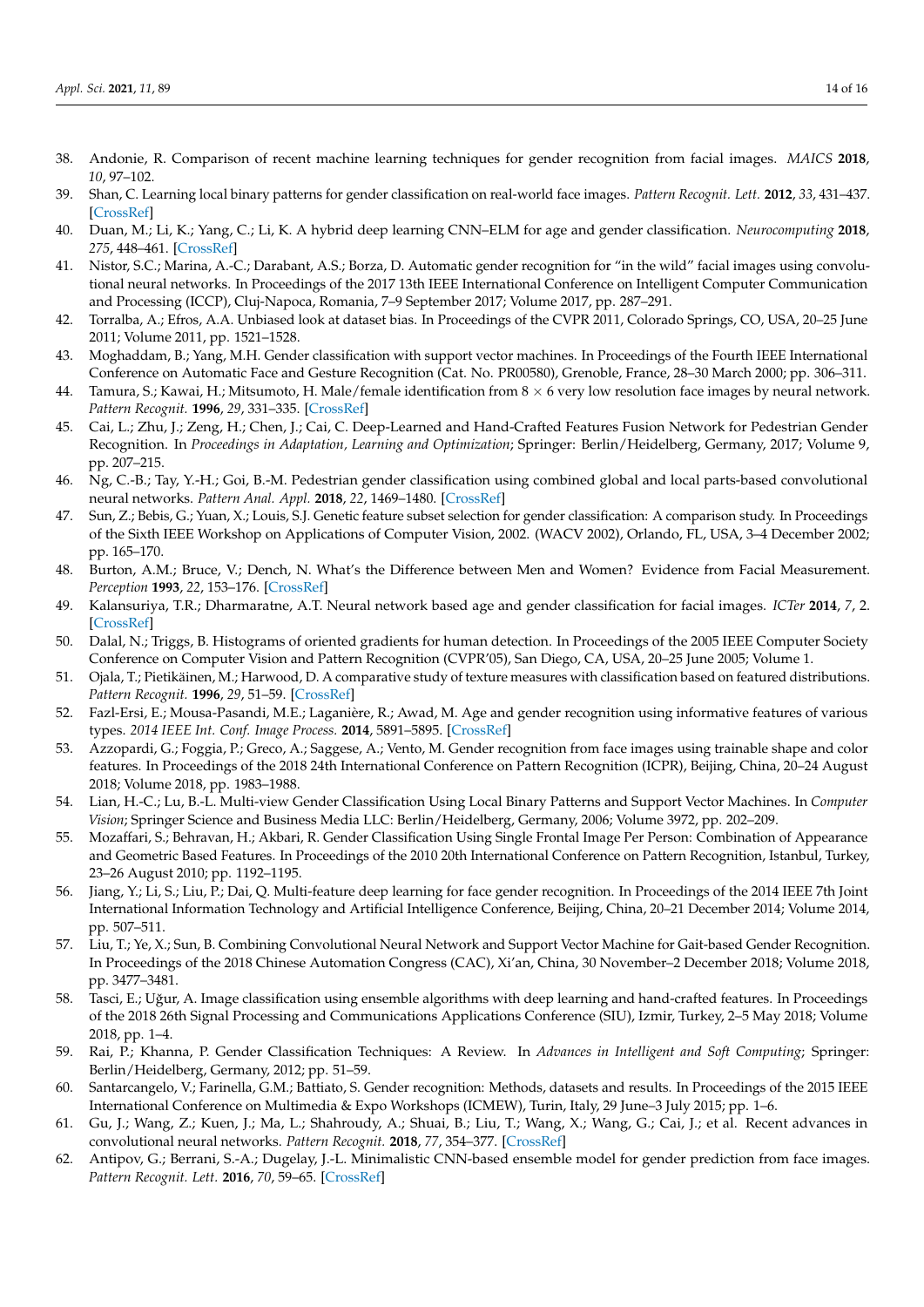38. Andonie, R. Comparison of recent machine learning techniques for gender recognition from facial images. *MAICS* **2018**, *10*, 97–102.
39. Shan, C. Learning local binary patterns for gender classification on real-world face images. *Pattern Recognit. Lett.* **2012**, *33*, 431–437. [CrossRef]
40. Duan, M.; Li, K.; Yang, C.; Li, K. A hybrid deep learning CNN–ELM for age and gender classification. *Neurocomputing* **2018**, *275*, 448–461. [CrossRef]
41. Nistor, S.C.; Marina, A.-C.; Darabant, A.S.; Borza, D. Automatic gender recognition for "in the wild" facial images using convolutional neural networks. In Proceedings of the 2017 13th IEEE International Conference on Intelligent Computer Communication and Processing (ICCP), Cluj-Napoca, Romania, 7–9 September 2017; Volume 2017, pp. 287–291.
42. Torralba, A.; Efros, A.A. Unbiased look at dataset bias. In Proceedings of the CVPR 2011, Colorado Springs, CO, USA, 20–25 June 2011; Volume 2011, pp. 1521–1528.
43. Moghaddam, B.; Yang, M.H. Gender classification with support vector machines. In Proceedings of the Fourth IEEE International Conference on Automatic Face and Gesture Recognition (Cat. No. PR00580), Grenoble, France, 28–30 March 2000; pp. 306–311.
44. Tamura, S.; Kawai, H.; Mitsumoto, H. Male/female identification from 8 × 6 very low resolution face images by neural network. *Pattern Recognit.* **1996**, *29*, 331–335. [CrossRef]
45. Cai, L.; Zhu, J.; Zeng, H.; Chen, J.; Cai, C. Deep-Learned and Hand-Crafted Features Fusion Network for Pedestrian Gender Recognition. In *Proceedings in Adaptation, Learning and Optimization*; Springer: Berlin/Heidelberg, Germany, 2017; Volume 9, pp. 207–215.
46. Ng, C.-B.; Tay, Y.-H.; Goi, B.-M. Pedestrian gender classification using combined global and local parts-based convolutional neural networks. *Pattern Anal. Appl.* **2018**, *22*, 1469–1480. [CrossRef]
47. Sun, Z.; Bebis, G.; Yuan, X.; Louis, S.J. Genetic feature subset selection for gender classification: A comparison study. In Proceedings of the Sixth IEEE Workshop on Applications of Computer Vision, 2002. (WACV 2002), Orlando, FL, USA, 3–4 December 2002; pp. 165–170.
48. Burton, A.M.; Bruce, V.; Dench, N. What's the Difference between Men and Women? Evidence from Facial Measurement. *Perception* **1993**, *22*, 153–176. [CrossRef]
49. Kalansuriya, T.R.; Dharmaratne, A.T. Neural network based age and gender classification for facial images. *ICTer* **2014**, *7*, 2. [CrossRef]
50. Dalal, N.; Triggs, B. Histograms of oriented gradients for human detection. In Proceedings of the 2005 IEEE Computer Society Conference on Computer Vision and Pattern Recognition (CVPR'05), San Diego, CA, USA, 20–25 June 2005; Volume 1.
51. Ojala, T.; Pietikäinen, M.; Harwood, D. A comparative study of texture measures with classification based on featured distributions. *Pattern Recognit.* **1996**, *29*, 51–59. [CrossRef]
52. Fazl-Ersi, E.; Mousa-Pasandi, M.E.; Laganière, R.; Awad, M. Age and gender recognition using informative features of various types. *2014 IEEE Int. Conf. Image Process.* **2014**, 5891–5895. [CrossRef]
53. Azzopardi, G.; Foggia, P.; Greco, A.; Saggese, A.; Vento, M. Gender recognition from face images using trainable shape and color features. In Proceedings of the 2018 24th International Conference on Pattern Recognition (ICPR), Beijing, China, 20–24 August 2018; Volume 2018, pp. 1983–1988.
54. Lian, H.-C.; Lu, B.-L. Multi-view Gender Classification Using Local Binary Patterns and Support Vector Machines. In *Computer Vision*; Springer Science and Business Media LLC: Berlin/Heidelberg, Germany, 2006; Volume 3972, pp. 202–209.
55. Mozaffari, S.; Behravan, H.; Akbari, R. Gender Classification Using Single Frontal Image Per Person: Combination of Appearance and Geometric Based Features. In Proceedings of the 2010 20th International Conference on Pattern Recognition, Istanbul, Turkey, 23–26 August 2010; pp. 1192–1195.
56. Jiang, Y.; Li, S.; Liu, P.; Dai, Q. Multi-feature deep learning for face gender recognition. In Proceedings of the 2014 IEEE 7th Joint International Information Technology and Artificial Intelligence Conference, Beijing, China, 20–21 December 2014; Volume 2014, pp. 507–511.
57. Liu, T.; Ye, X.; Sun, B. Combining Convolutional Neural Network and Support Vector Machine for Gait-based Gender Recognition. In Proceedings of the 2018 Chinese Automation Congress (CAC), Xi'an, China, 30 November–2 December 2018; Volume 2018, pp. 3477–3481.
58. Tasci, E.; Uğur, A. Image classification using ensemble algorithms with deep learning and hand-crafted features. In Proceedings of the 2018 26th Signal Processing and Communications Applications Conference (SIU), Izmir, Turkey, 2–5 May 2018; Volume 2018, pp. 1–4.
59. Rai, P.; Khanna, P. Gender Classification Techniques: A Review. In *Advances in Intelligent and Soft Computing*; Springer: Berlin/Heidelberg, Germany, 2012; pp. 51–59.
60. Santarcangelo, V.; Farinella, G.M.; Battiato, S. Gender recognition: Methods, datasets and results. In Proceedings of the 2015 IEEE International Conference on Multimedia & Expo Workshops (ICMEW), Turin, Italy, 29 June–3 July 2015; pp. 1–6.
61. Gu, J.; Wang, Z.; Kuen, J.; Ma, L.; Shahroudy, A.; Shuai, B.; Liu, T.; Wang, X.; Wang, G.; Cai, J.; et al. Recent advances in convolutional neural networks. *Pattern Recognit.* **2018**, *77*, 354–377. [CrossRef]
62. Antipov, G.; Berrani, S.-A.; Dugelay, J.-L. Minimalistic CNN-based ensemble model for gender prediction from face images. *Pattern Recognit. Lett.* **2016**, *70*, 59–65. [CrossRef]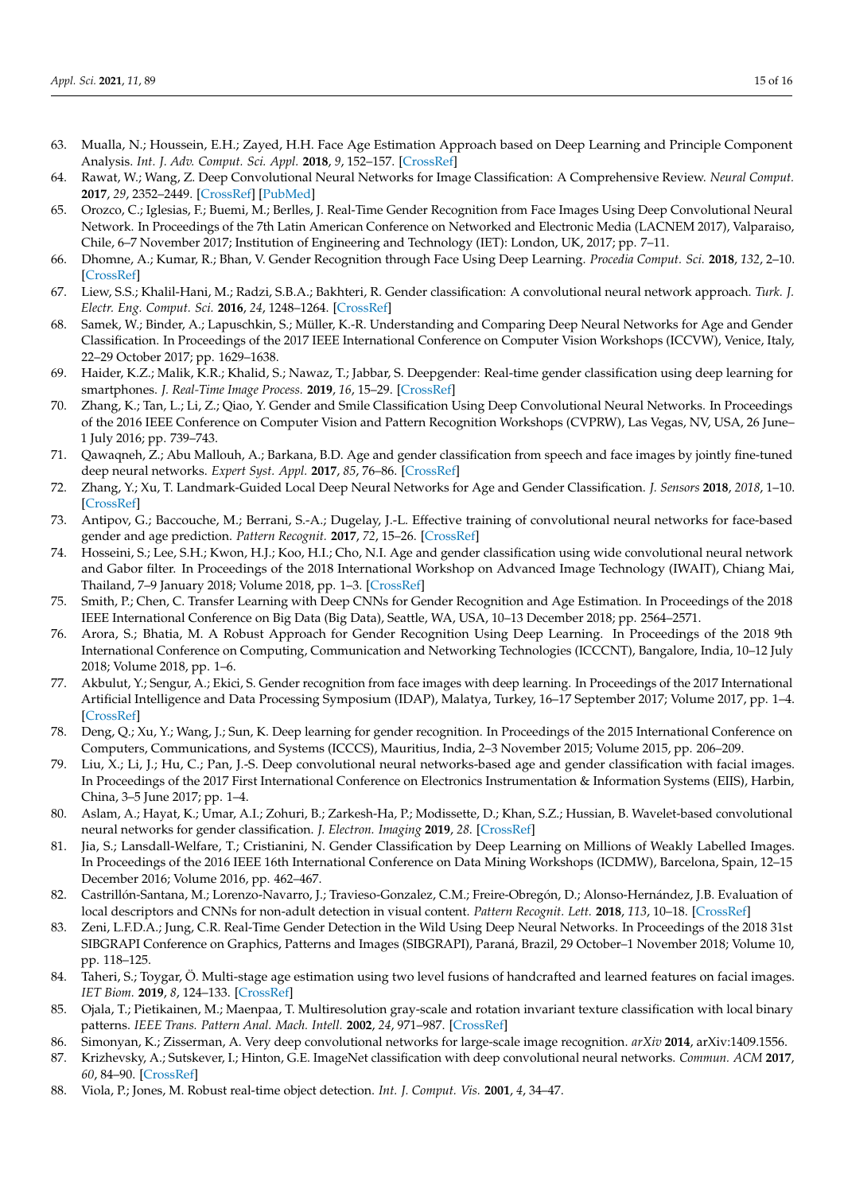63. Mualla, N.; Houssein, E.H.; Zayed, H.H. Face Age Estimation Approach based on Deep Learning and Principle Component Analysis. *Int. J. Adv. Comput. Sci. Appl.* **2018**, *9*, 152–157. [CrossRef]
64. Rawat, W.; Wang, Z. Deep Convolutional Neural Networks for Image Classification: A Comprehensive Review. *Neural Comput.* **2017**, *29*, 2352–2449. [CrossRef] [PubMed]
65. Orozco, C.; Iglesias, F.; Buemi, M.; Berlles, J. Real-Time Gender Recognition from Face Images Using Deep Convolutional Neural Network. In Proceedings of the 7th Latin American Conference on Networked and Electronic Media (LACNEM 2017), Valparaiso, Chile, 6–7 November 2017; Institution of Engineering and Technology (IET): London, UK, 2017; pp. 7–11.
66. Dhomne, A.; Kumar, R.; Bhan, V. Gender Recognition through Face Using Deep Learning. *Procedia Comput. Sci.* **2018**, *132*, 2–10. [CrossRef]
67. Liew, S.S.; Khalil-Hani, M.; Radzi, S.B.A.; Bakhteri, R. Gender classification: A convolutional neural network approach. *Turk. J. Electr. Eng. Comput. Sci.* **2016**, *24*, 1248–1264. [CrossRef]
68. Samek, W.; Binder, A.; Lapuschkin, S.; Müller, K.-R. Understanding and Comparing Deep Neural Networks for Age and Gender Classification. In Proceedings of the 2017 IEEE International Conference on Computer Vision Workshops (ICCVW), Venice, Italy, 22–29 October 2017; pp. 1629–1638.
69. Haider, K.Z.; Malik, K.R.; Khalid, S.; Nawaz, T.; Jabbar, S. Deepgender: Real-time gender classification using deep learning for smartphones. *J. Real-Time Image Process.* **2019**, *16*, 15–29. [CrossRef]
70. Zhang, K.; Tan, L.; Li, Z.; Qiao, Y. Gender and Smile Classification Using Deep Convolutional Neural Networks. In Proceedings of the 2016 IEEE Conference on Computer Vision and Pattern Recognition Workshops (CVPRW), Las Vegas, NV, USA, 26 June–1 July 2016; pp. 739–743.
71. Qawaqneh, Z.; Abu Mallouh, A.; Barkana, B.D. Age and gender classification from speech and face images by jointly fine-tuned deep neural networks. *Expert Syst. Appl.* **2017**, *85*, 76–86. [CrossRef]
72. Zhang, Y.; Xu, T. Landmark-Guided Local Deep Neural Networks for Age and Gender Classification. *J. Sensors* **2018**, *2018*, 1–10. [CrossRef]
73. Antipov, G.; Baccouche, M.; Berrani, S.-A.; Dugelay, J.-L. Effective training of convolutional neural networks for face-based gender and age prediction. *Pattern Recognit.* **2017**, *72*, 15–26. [CrossRef]
74. Hosseini, S.; Lee, S.H.; Kwon, H.J.; Koo, H.I.; Cho, N.I. Age and gender classification using wide convolutional neural network and Gabor filter. In Proceedings of the 2018 International Workshop on Advanced Image Technology (IWAIT), Chiang Mai, Thailand, 7–9 January 2018; Volume 2018, pp. 1–3. [CrossRef]
75. Smith, P.; Chen, C. Transfer Learning with Deep CNNs for Gender Recognition and Age Estimation. In Proceedings of the 2018 IEEE International Conference on Big Data (Big Data), Seattle, WA, USA, 10–13 December 2018; pp. 2564–2571.
76. Arora, S.; Bhatia, M. A Robust Approach for Gender Recognition Using Deep Learning. In Proceedings of the 2018 9th International Conference on Computing, Communication and Networking Technologies (ICCCNT), Bangalore, India, 10–12 July 2018; Volume 2018, pp. 1–6.
77. Akbulut, Y.; Sengur, A.; Ekici, S. Gender recognition from face images with deep learning. In Proceedings of the 2017 International Artificial Intelligence and Data Processing Symposium (IDAP), Malatya, Turkey, 16–17 September 2017; Volume 2017, pp. 1–4. [CrossRef]
78. Deng, Q.; Xu, Y.; Wang, J.; Sun, K. Deep learning for gender recognition. In Proceedings of the 2015 International Conference on Computers, Communications, and Systems (ICCCS), Mauritius, India, 2–3 November 2015; Volume 2015, pp. 206–209.
79. Liu, X.; Li, J.; Hu, C.; Pan, J.-S. Deep convolutional neural networks-based age and gender classification with facial images. In Proceedings of the 2017 First International Conference on Electronics Instrumentation & Information Systems (EIIS), Harbin, China, 3–5 June 2017; pp. 1–4.
80. Aslam, A.; Hayat, K.; Umar, A.I.; Zohuri, B.; Zarkesh-Ha, P.; Modissette, D.; Khan, S.Z.; Hussian, B. Wavelet-based convolutional neural networks for gender classification. *J. Electron. Imaging* **2019**, *28*. [CrossRef]
81. Jia, S.; Lansdall-Welfare, T.; Cristianini, N. Gender Classification by Deep Learning on Millions of Weakly Labelled Images. In Proceedings of the 2016 IEEE 16th International Conference on Data Mining Workshops (ICDMW), Barcelona, Spain, 12–15 December 2016; Volume 2016, pp. 462–467.
82. Castrillón-Santana, M.; Lorenzo-Navarro, J.; Travieso-Gonzalez, C.M.; Freire-Obregón, D.; Alonso-Hernández, J.B. Evaluation of local descriptors and CNNs for non-adult detection in visual content. *Pattern Recognit. Lett.* **2018**, *113*, 10–18. [CrossRef]
83. Zeni, L.F.D.A.; Jung, C.R. Real-Time Gender Detection in the Wild Using Deep Neural Networks. In Proceedings of the 2018 31st SIBGRAPI Conference on Graphics, Patterns and Images (SIBGRAPI), Paraná, Brazil, 29 October–1 November 2018; Volume 10, pp. 118–125.
84. Taheri, S.; Toygar, Ö. Multi-stage age estimation using two level fusions of handcrafted and learned features on facial images. *IET Biom.* **2019**, *8*, 124–133. [CrossRef]
85. Ojala, T.; Pietikainen, M.; Maenpaa, T. Multiresolution gray-scale and rotation invariant texture classification with local binary patterns. *IEEE Trans. Pattern Anal. Mach. Intell.* **2002**, *24*, 971–987. [CrossRef]
86. Simonyan, K.; Zisserman, A. Very deep convolutional networks for large-scale image recognition. *arXiv* **2014**, arXiv:1409.1556.
87. Krizhevsky, A.; Sutskever, I.; Hinton, G.E. ImageNet classification with deep convolutional neural networks. *Commun. ACM* **2017**, *60*, 84–90. [CrossRef]
88. Viola, P.; Jones, M. Robust real-time object detection. *Int. J. Comput. Vis.* **2001**, *4*, 34–47.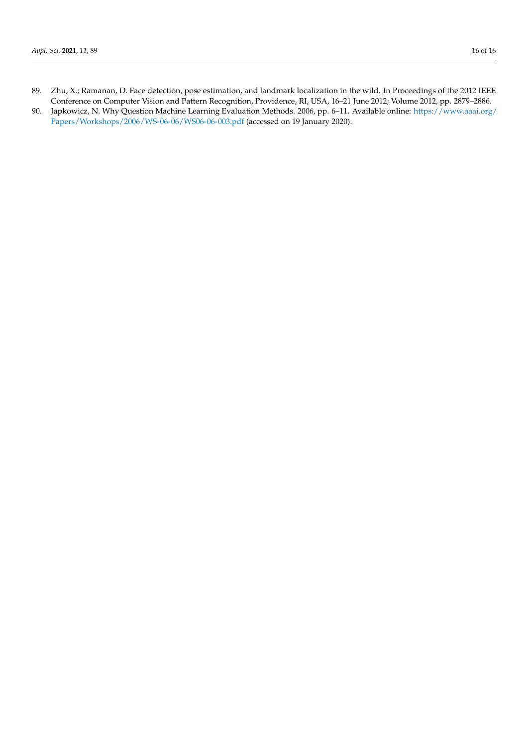89. Zhu, X.; Ramanan, D. Face detection, pose estimation, and landmark localization in the wild. In Proceedings of the 2012 IEEE Conference on Computer Vision and Pattern Recognition, Providence, RI, USA, 16–21 June 2012; Volume 2012, pp. 2879–2886.
90. Japkowicz, N. Why Question Machine Learning Evaluation Methods. 2006, pp. 6–11. Available online: https://www.aaai.org/Papers/Workshops/2006/WS-06-06/WS06-06-003.pdf (accessed on 19 January 2020).